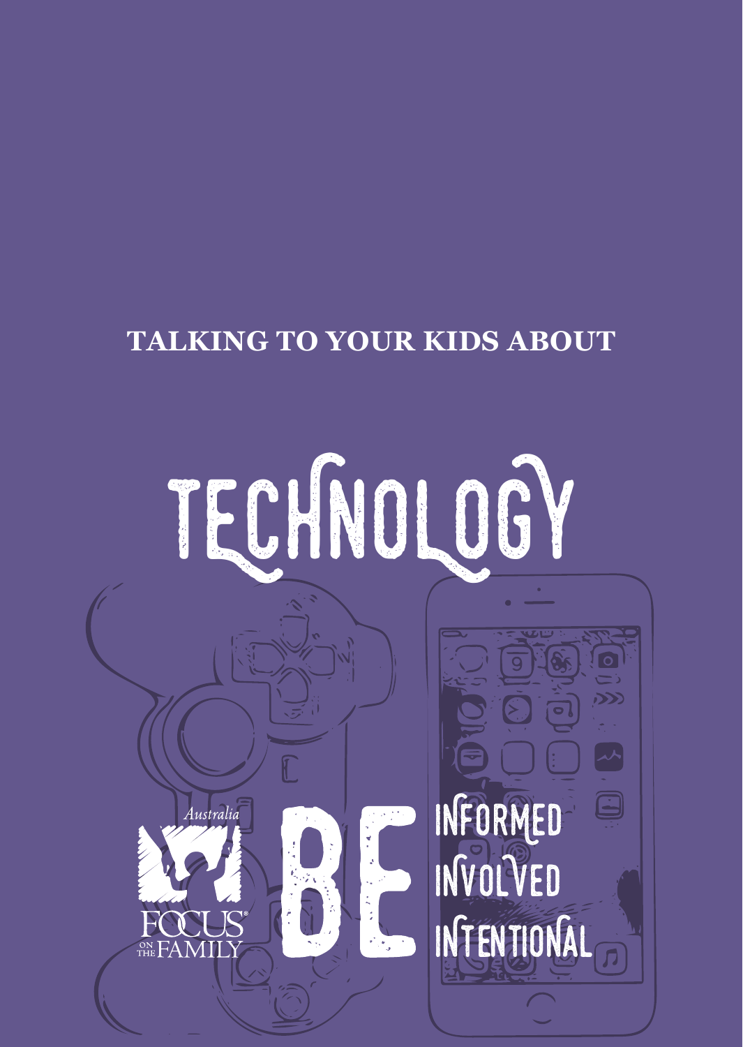TALKING TO YOUR KIDS ABOUT

# TECHNOLOGY

Australia

FOCUS ON THE FAMILY

**BE**

INFORMED

INVOLVED

INTENTIONAL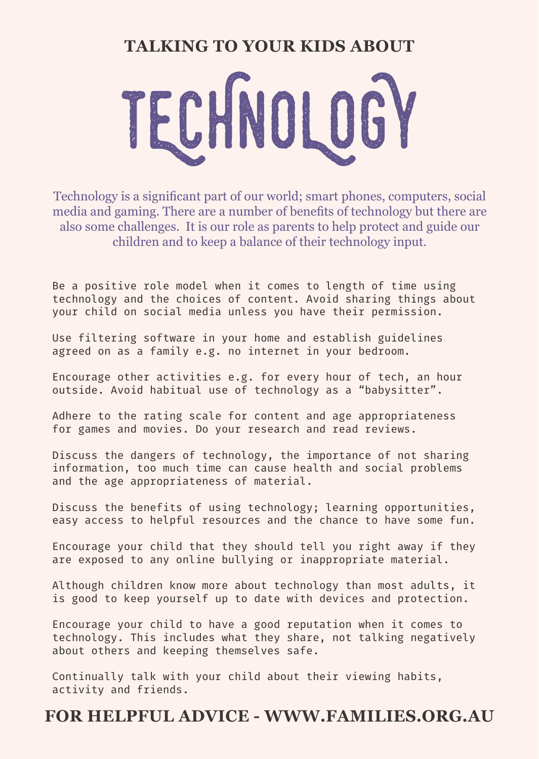## TALKING TO YOUR KIDS ABOUT

# TECHNOLOGY

Technology is a significant part of our world; smart phones, computers, social media and gaming. There are a number of benefits of technology but there are also some challenges. It is our role as parents to help protect and guide our children and to keep a balance of their technology input.

Be a positive role model when it comes to length of time using technology and the choices of content. Avoid sharing things about your child on social media unless you have their permission.

Use filtering software in your home and establish guidelines agreed on as a family e.g. no internet in your bedroom.

Encourage other activities e.g. for every hour of tech, an hour outside. Avoid habitual use of technology as a "babysitter".

Adhere to the rating scale for content and age appropriateness for games and movies. Do your research and read reviews.

Discuss the dangers of technology, the importance of not sharing information, too much time can cause health and social problems and the age appropriateness of material.

Discuss the benefits of using technology; learning opportunities, easy access to helpful resources and the chance to have some fun.

Encourage your child that they should tell you right away if they are exposed to any online bullying or inappropriate material.

Although children know more about technology than most adults, it is good to keep yourself up to date with devices and protection.

Encourage your child to have a good reputation when it comes to technology. This includes what they share, not talking negatively about others and keeping themselves safe.

Continually talk with your child about their viewing habits, activity and friends.

**FOR HELPFUL ADVICE - WWW.FAMILIES.ORG.AU**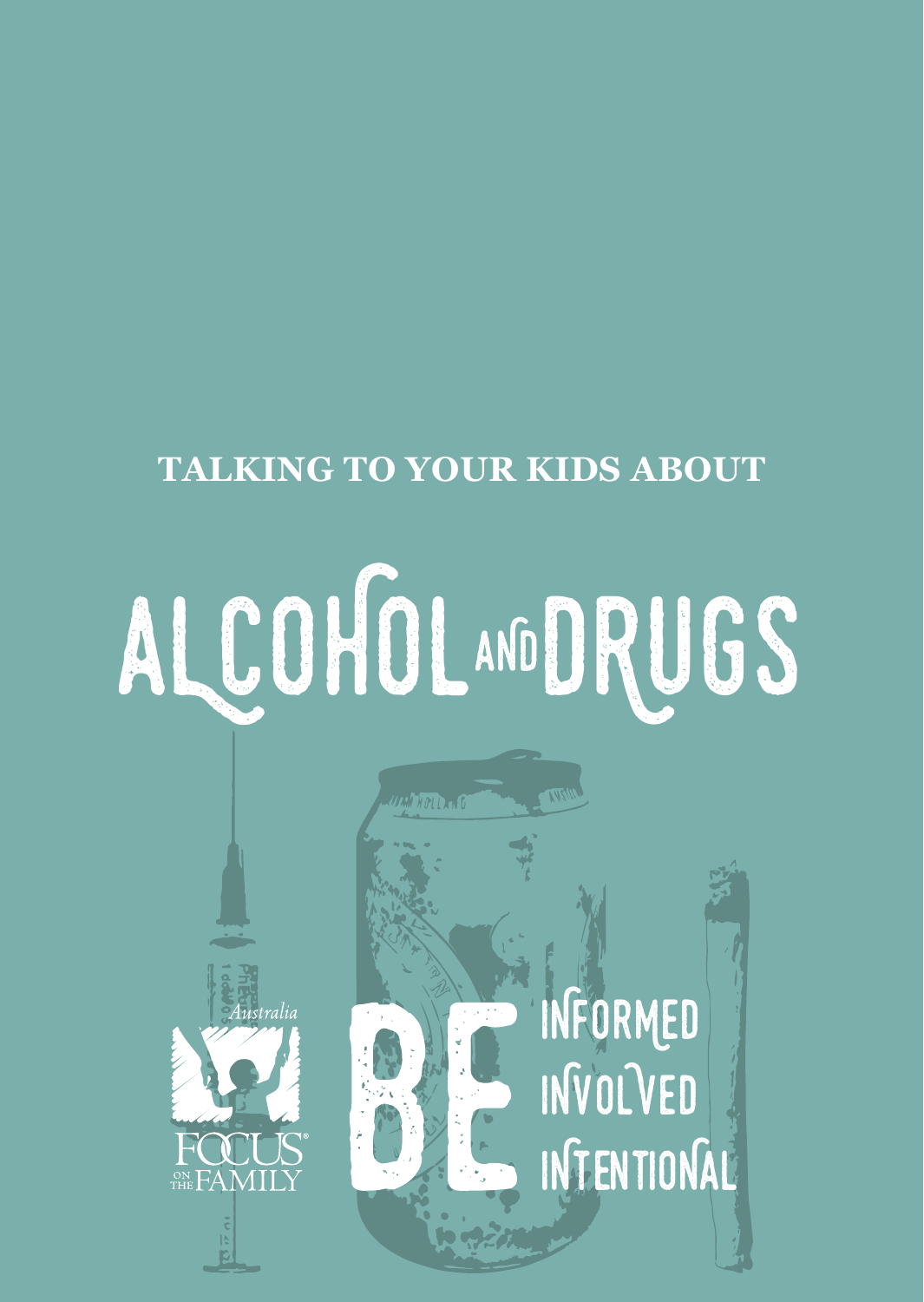TALKING TO YOUR KIDS ABOUT

# ALCOHOL AND DRUGS

Australia

FOCUS ON THE FAMILY

BE INFORMED
INVOLVED
INTENTIONAL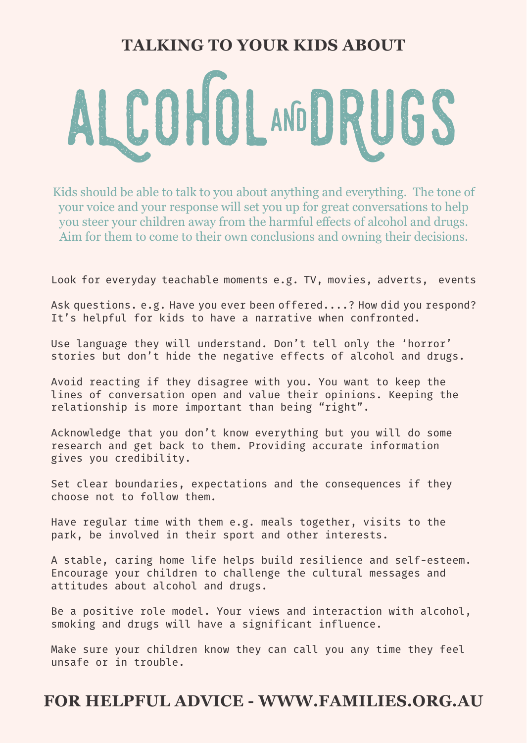### TALKING TO YOUR KIDS ABOUT

# ALCOHOL AND DRUGS

Kids should be able to talk to you about anything and everything. The tone of your voice and your response will set you up for great conversations to help you steer your children away from the harmful effects of alcohol and drugs. Aim for them to come to their own conclusions and owning their decisions.

Look for everyday teachable moments e.g. TV, movies, adverts, events

Ask questions. e.g. Have you ever been offered....? How did you respond? It's helpful for kids to have a narrative when confronted.

Use language they will understand. Don't tell only the 'horror' stories but don't hide the negative effects of alcohol and drugs.

Avoid reacting if they disagree with you. You want to keep the lines of conversation open and value their opinions. Keeping the relationship is more important than being "right".

Acknowledge that you don't know everything but you will do some research and get back to them. Providing accurate information gives you credibility.

Set clear boundaries, expectations and the consequences if they choose not to follow them.

Have regular time with them e.g. meals together, visits to the park, be involved in their sport and other interests.

A stable, caring home life helps build resilience and self-esteem. Encourage your children to challenge the cultural messages and attitudes about alcohol and drugs.

Be a positive role model. Your views and interaction with alcohol, smoking and drugs will have a significant influence.

Make sure your children know they can call you any time they feel unsafe or in trouble.

## FOR HELPFUL ADVICE - WWW.FAMILIES.ORG.AU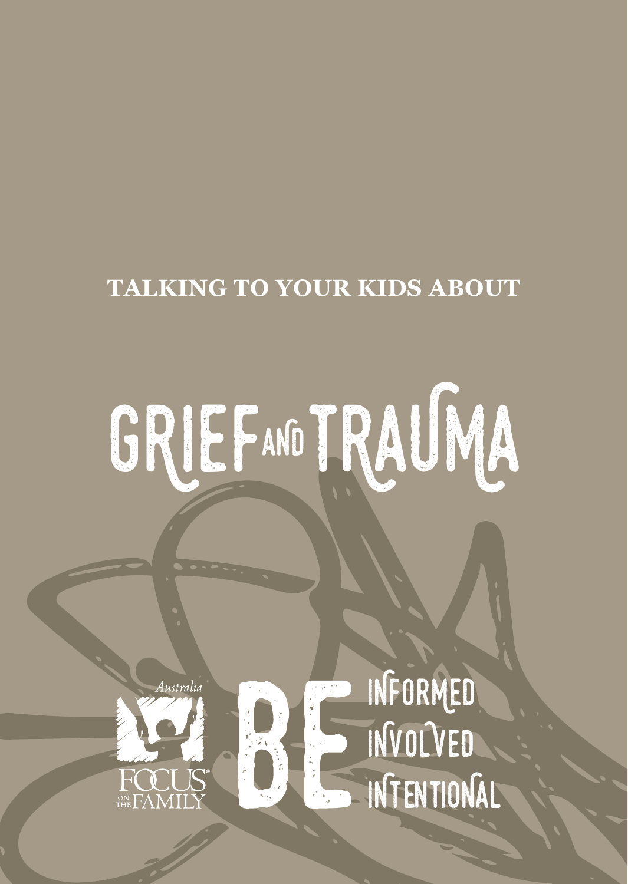**TALKING TO YOUR KIDS ABOUT**

# GRIEF AND TRAUMA

Australia

FOCUS ON THE FAMILY

BE INFORMED
INVOLVED
INTENTIONAL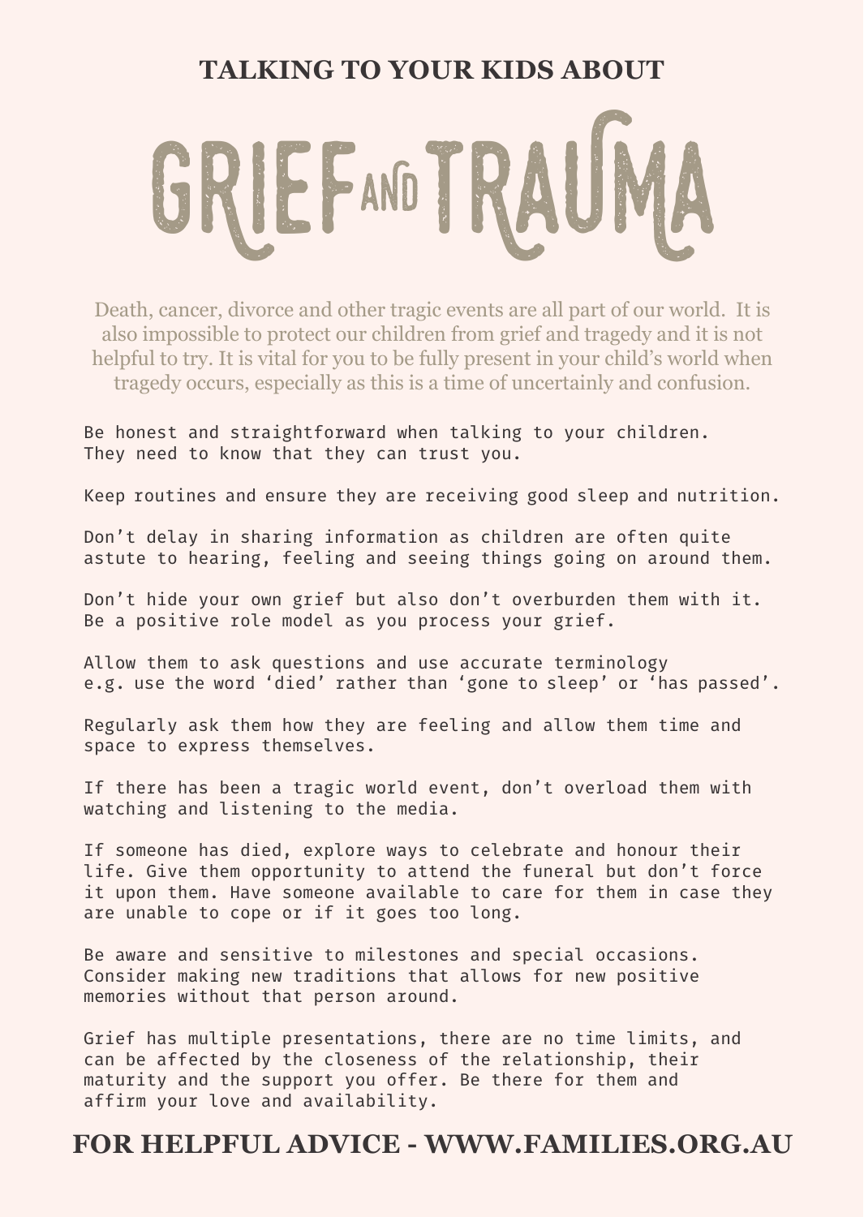**TALKING TO YOUR KIDS ABOUT**

# GRIEF AND TRAUMA

Death, cancer, divorce and other tragic events are all part of our world. It is also impossible to protect our children from grief and tragedy and it is not helpful to try. It is vital for you to be fully present in your child's world when tragedy occurs, especially as this is a time of uncertainly and confusion.

Be honest and straightforward when talking to your children. They need to know that they can trust you.

Keep routines and ensure they are receiving good sleep and nutrition.

Don't delay in sharing information as children are often quite astute to hearing, feeling and seeing things going on around them.

Don't hide your own grief but also don't overburden them with it. Be a positive role model as you process your grief.

Allow them to ask questions and use accurate terminology e.g. use the word 'died' rather than 'gone to sleep' or 'has passed'.

Regularly ask them how they are feeling and allow them time and space to express themselves.

If there has been a tragic world event, don't overload them with watching and listening to the media.

If someone has died, explore ways to celebrate and honour their life. Give them opportunity to attend the funeral but don't force it upon them. Have someone available to care for them in case they are unable to cope or if it goes too long.

Be aware and sensitive to milestones and special occasions. Consider making new traditions that allows for new positive memories without that person around.

Grief has multiple presentations, there are no time limits, and can be affected by the closeness of the relationship, their maturity and the support you offer. Be there for them and affirm your love and availability.

**FOR HELPFUL ADVICE - WWW.FAMILIES.ORG.AU**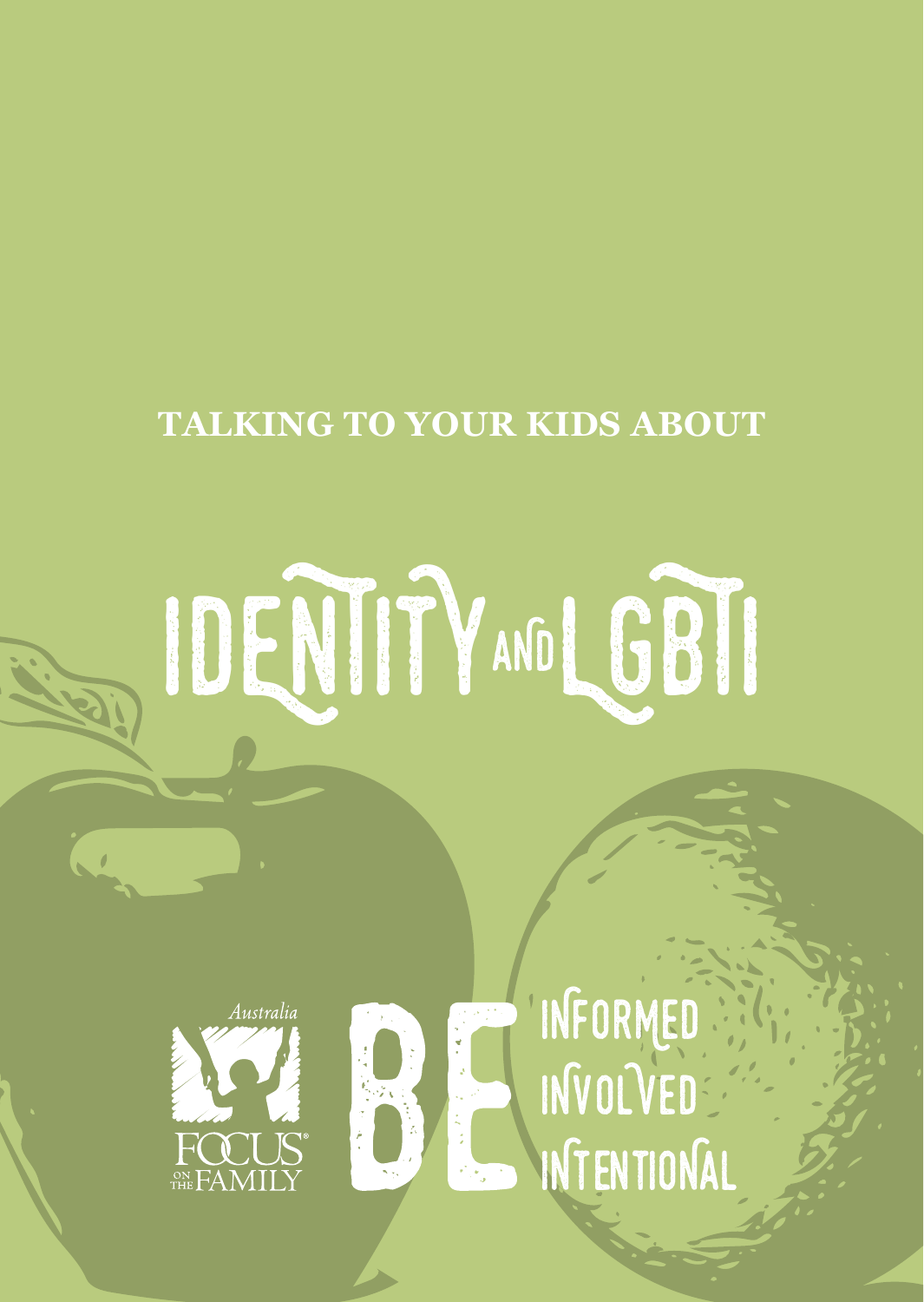**TALKING TO YOUR KIDS ABOUT**

# IDENTITY AND LGBTI

Australia

FOCUS ON THE FAMILY

BE INFORMED
INVOLVED
INTENTIONAL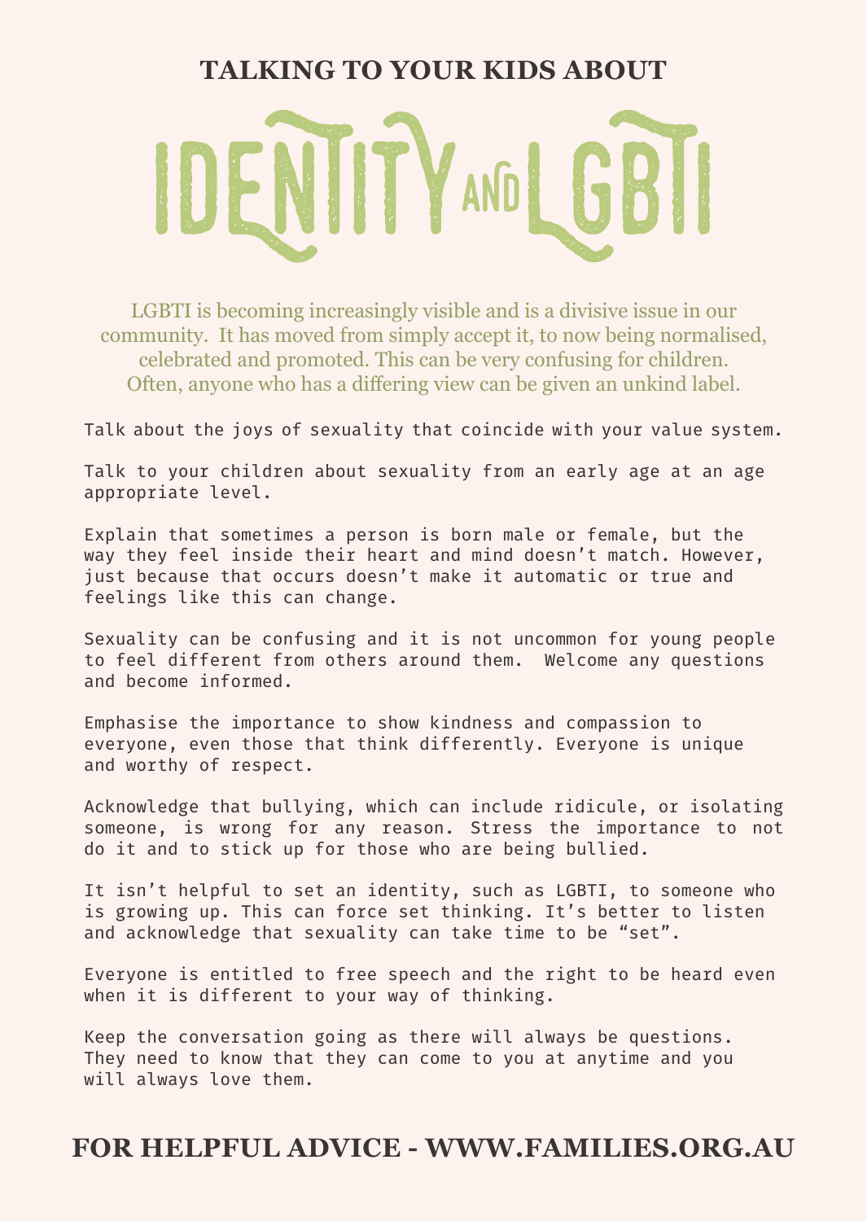**TALKING TO YOUR KIDS ABOUT**

# IDENTITY AND LGBTI

LGBTI is becoming increasingly visible and is a divisive issue in our community. It has moved from simply accept it, to now being normalised, celebrated and promoted. This can be very confusing for children. Often, anyone who has a differing view can be given an unkind label.

Talk about the joys of sexuality that coincide with your value system.

Talk to your children about sexuality from an early age at an age appropriate level.

Explain that sometimes a person is born male or female, but the way they feel inside their heart and mind doesn't match. However, just because that occurs doesn't make it automatic or true and feelings like this can change.

Sexuality can be confusing and it is not uncommon for young people to feel different from others around them. Welcome any questions and become informed.

Emphasise the importance to show kindness and compassion to everyone, even those that think differently. Everyone is unique and worthy of respect.

Acknowledge that bullying, which can include ridicule, or isolating someone, is wrong for any reason. Stress the importance to not do it and to stick up for those who are being bullied.

It isn't helpful to set an identity, such as LGBTI, to someone who is growing up. This can force set thinking. It's better to listen and acknowledge that sexuality can take time to be "set".

Everyone is entitled to free speech and the right to be heard even when it is different to your way of thinking.

Keep the conversation going as there will always be questions. They need to know that they can come to you at anytime and you will always love them.

**FOR HELPFUL ADVICE - WWW.FAMILIES.ORG.AU**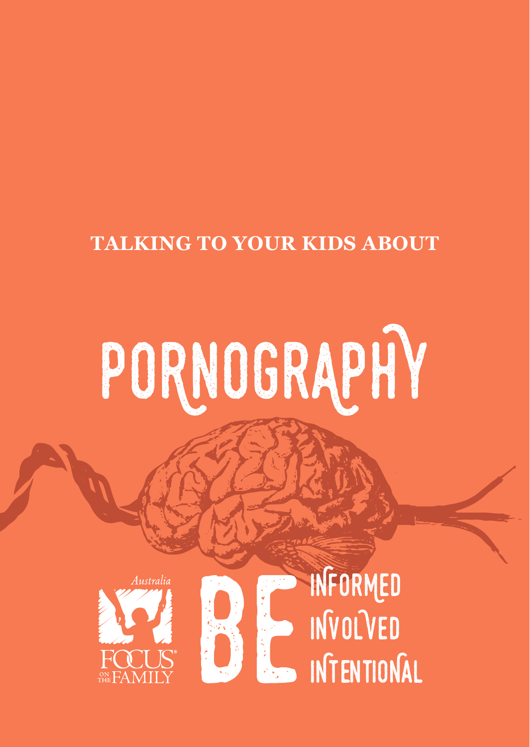**TALKING TO YOUR KIDS ABOUT**

# PORNOGRAPHY

Australia

FOCUS ON THE FAMILY

# BE

INFORMED

INVOLVED

INTENTIONAL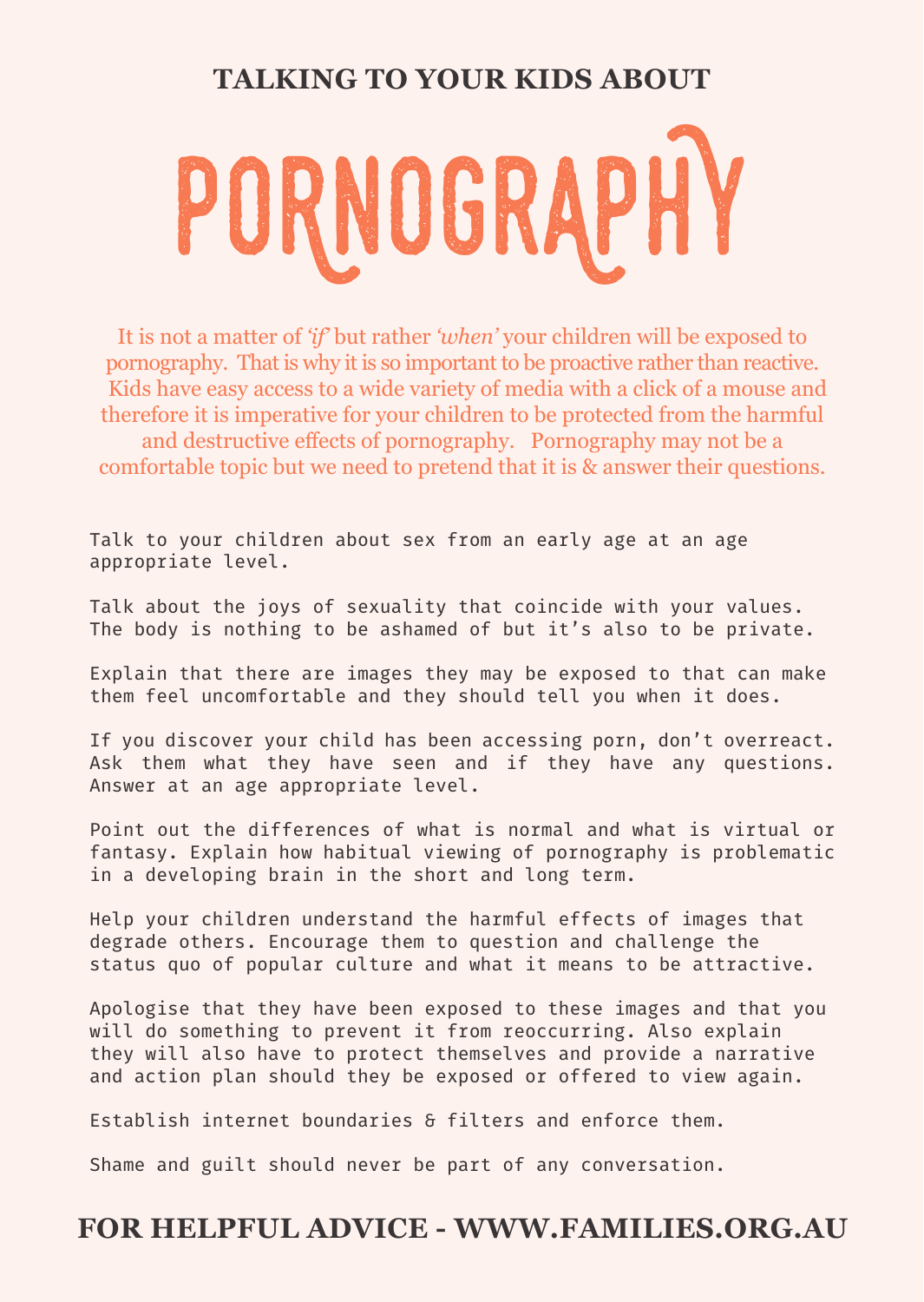## TALKING TO YOUR KIDS ABOUT

# PORNOGRAPHY

It is not a matter of *'if'* but rather *'when'* your children will be exposed to pornography. That is why it is so important to be proactive rather than reactive. Kids have easy access to a wide variety of media with a click of a mouse and therefore it is imperative for your children to be protected from the harmful and destructive effects of pornography. Pornography may not be a comfortable topic but we need to pretend that it is & answer their questions.

Talk to your children about sex from an early age at an age appropriate level.

Talk about the joys of sexuality that coincide with your values. The body is nothing to be ashamed of but it's also to be private.

Explain that there are images they may be exposed to that can make them feel uncomfortable and they should tell you when it does.

If you discover your child has been accessing porn, don't overreact. Ask them what they have seen and if they have any questions. Answer at an age appropriate level.

Point out the differences of what is normal and what is virtual or fantasy. Explain how habitual viewing of pornography is problematic in a developing brain in the short and long term.

Help your children understand the harmful effects of images that degrade others. Encourage them to question and challenge the status quo of popular culture and what it means to be attractive.

Apologise that they have been exposed to these images and that you will do something to prevent it from reoccurring. Also explain they will also have to protect themselves and provide a narrative and action plan should they be exposed or offered to view again.

Establish internet boundaries & filters and enforce them.

Shame and guilt should never be part of any conversation.

**FOR HELPFUL ADVICE - WWW.FAMILIES.ORG.AU**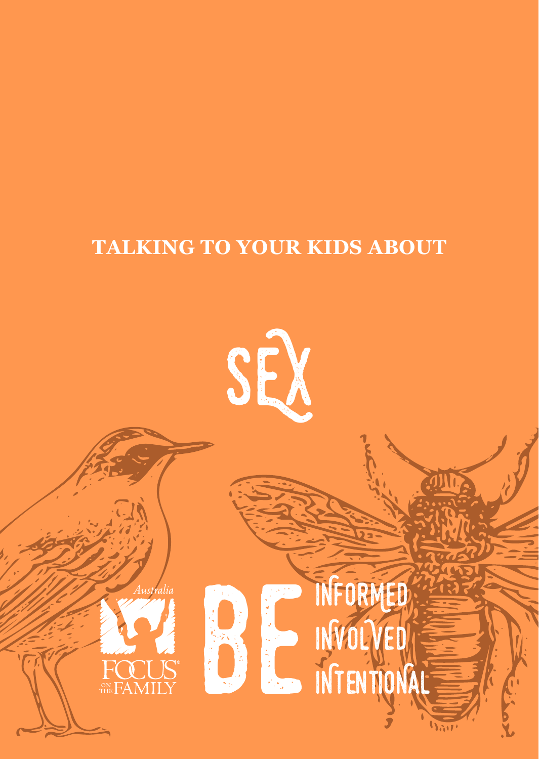**TALKING TO YOUR KIDS ABOUT**

# SEX

Australia

FOCUS ON THE FAMILY

BE INFORMED INVOLVED INTENTIONAL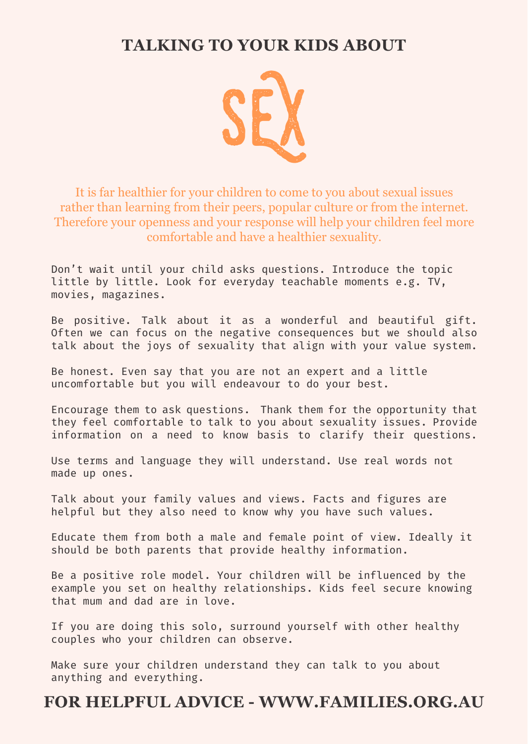# TALKING TO YOUR KIDS ABOUT SEX

It is far healthier for your children to come to you about sexual issues rather than learning from their peers, popular culture or from the internet. Therefore your openness and your response will help your children feel more comfortable and have a healthier sexuality.

Don't wait until your child asks questions. Introduce the topic little by little. Look for everyday teachable moments e.g. TV, movies, magazines.

Be positive. Talk about it as a wonderful and beautiful gift. Often we can focus on the negative consequences but we should also talk about the joys of sexuality that align with your value system.

Be honest. Even say that you are not an expert and a little uncomfortable but you will endeavour to do your best.

Encourage them to ask questions. Thank them for the opportunity that they feel comfortable to talk to you about sexuality issues. Provide information on a need to know basis to clarify their questions.

Use terms and language they will understand. Use real words not made up ones.

Talk about your family values and views. Facts and figures are helpful but they also need to know why you have such values.

Educate them from both a male and female point of view. Ideally it should be both parents that provide healthy information.

Be a positive role model. Your children will be influenced by the example you set on healthy relationships. Kids feel secure knowing that mum and dad are in love.

If you are doing this solo, surround yourself with other healthy couples who your children can observe.

Make sure your children understand they can talk to you about anything and everything.

**FOR HELPFUL ADVICE - WWW.FAMILIES.ORG.AU**